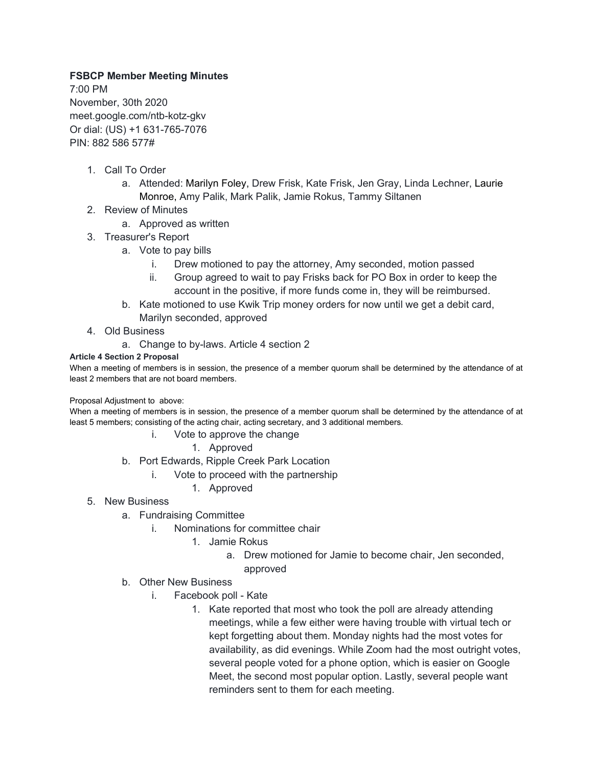**FSBCP Member Meeting Minutes**

7:00 PM
November, 30th 2020
meet.google.com/ntb-kotz-gkv
Or dial: (US) +1 631-765-7076
PIN: 882 586 577#

1. Call To Order
    a. Attended: Marilyn Foley, Drew Frisk, Kate Frisk, Jen Gray, Linda Lechner, Laurie Monroe, Amy Palik, Mark Palik, Jamie Rokus, Tammy Siltanen
2. Review of Minutes
    a. Approved as written
3. Treasurer's Report
    a. Vote to pay bills
        i. Drew motioned to pay the attorney, Amy seconded, motion passed
        ii. Group agreed to wait to pay Frisks back for PO Box in order to keep the account in the positive, if more funds come in, they will be reimbursed.
    b. Kate motioned to use Kwik Trip money orders for now until we get a debit card, Marilyn seconded, approved
4. Old Business
    a. Change to by-laws. Article 4 section 2

**Article 4 Section 2 Proposal**

When a meeting of members is in session, the presence of a member quorum shall be determined by the attendance of at least 2 members that are not board members.

Proposal Adjustment to above:

When a meeting of members is in session, the presence of a member quorum shall be determined by the attendance of at least 5 members; consisting of the acting chair, acting secretary, and 3 additional members.

        i. Vote to approve the change
            1. Approved
    b. Port Edwards, Ripple Creek Park Location
        i. Vote to proceed with the partnership
            1. Approved
5. New Business
    a. Fundraising Committee
        i. Nominations for committee chair
            1. Jamie Rokus
                a. Drew motioned for Jamie to become chair, Jen seconded, approved
    b. Other New Business
        i. Facebook poll - Kate
            1. Kate reported that most who took the poll are already attending meetings, while a few either were having trouble with virtual tech or kept forgetting about them. Monday nights had the most votes for availability, as did evenings. While Zoom had the most outright votes, several people voted for a phone option, which is easier on Google Meet, the second most popular option. Lastly, several people want reminders sent to them for each meeting.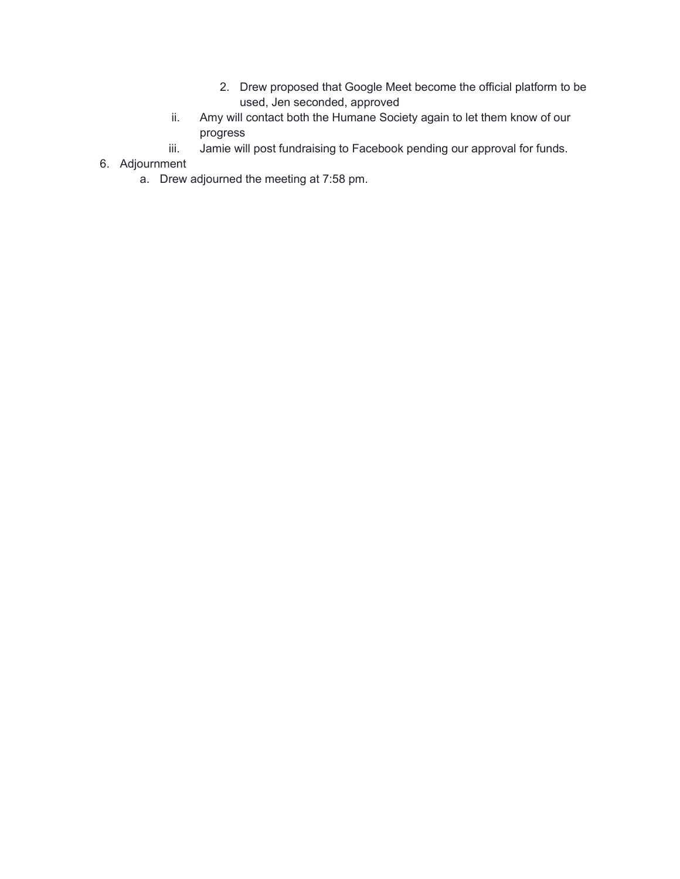2. Drew proposed that Google Meet become the official platform to be used, Jen seconded, approved

    ii. Amy will contact both the Humane Society again to let them know of our progress

    iii. Jamie will post fundraising to Facebook pending our approval for funds.

6. Adjournment
    a. Drew adjourned the meeting at 7:58 pm.